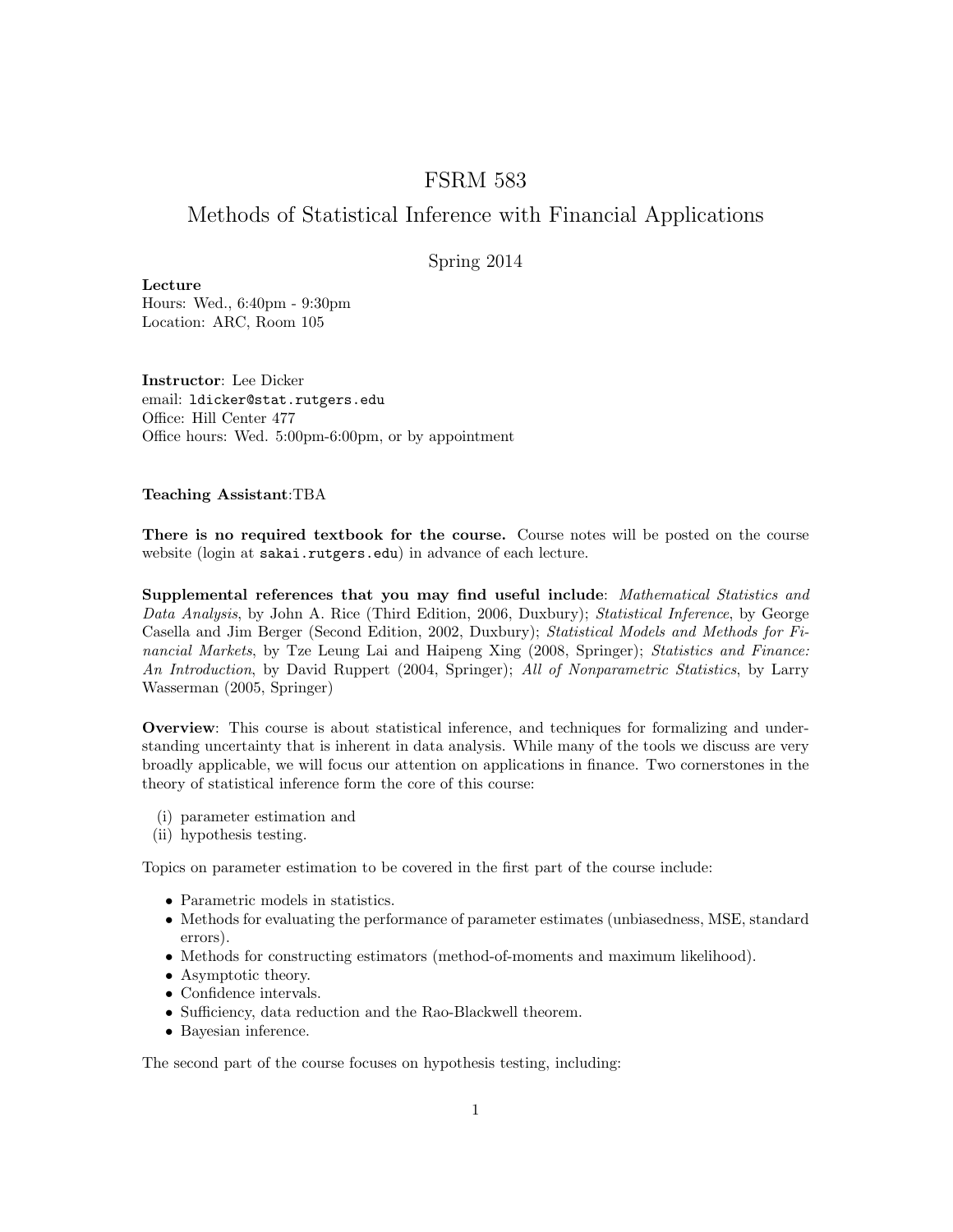# FSRM 583

## Methods of Statistical Inference with Financial Applications

Spring 2014

**Lecture**
Hours: Wed., 6:40pm - 9:30pm
Location: ARC, Room 105

**Instructor**: Lee Dicker
email: `ldicker@stat.rutgers.edu`
Office: Hill Center 477
Office hours: Wed. 5:00pm-6:00pm, or by appointment

**Teaching Assistant**:TBA

**There is no required textbook for the course.** Course notes will be posted on the course website (login at `sakai.rutgers.edu`) in advance of each lecture.

**Supplemental references that you may find useful include**: *Mathematical Statistics and Data Analysis*, by John A. Rice (Third Edition, 2006, Duxbury); *Statistical Inference*, by George Casella and Jim Berger (Second Edition, 2002, Duxbury); *Statistical Models and Methods for Financial Markets*, by Tze Leung Lai and Haipeng Xing (2008, Springer); *Statistics and Finance: An Introduction*, by David Ruppert (2004, Springer); *All of Nonparametric Statistics*, by Larry Wasserman (2005, Springer)

**Overview**: This course is about statistical inference, and techniques for formalizing and understanding uncertainty that is inherent in data analysis. While many of the tools we discuss are very broadly applicable, we will focus our attention on applications in finance. Two cornerstones in the theory of statistical inference form the core of this course:

(i) parameter estimation and
(ii) hypothesis testing.

Topics on parameter estimation to be covered in the first part of the course include:

- Parametric models in statistics.
- Methods for evaluating the performance of parameter estimates (unbiasedness, MSE, standard errors).
- Methods for constructing estimators (method-of-moments and maximum likelihood).
- Asymptotic theory.
- Confidence intervals.
- Sufficiency, data reduction and the Rao-Blackwell theorem.
- Bayesian inference.

The second part of the course focuses on hypothesis testing, including: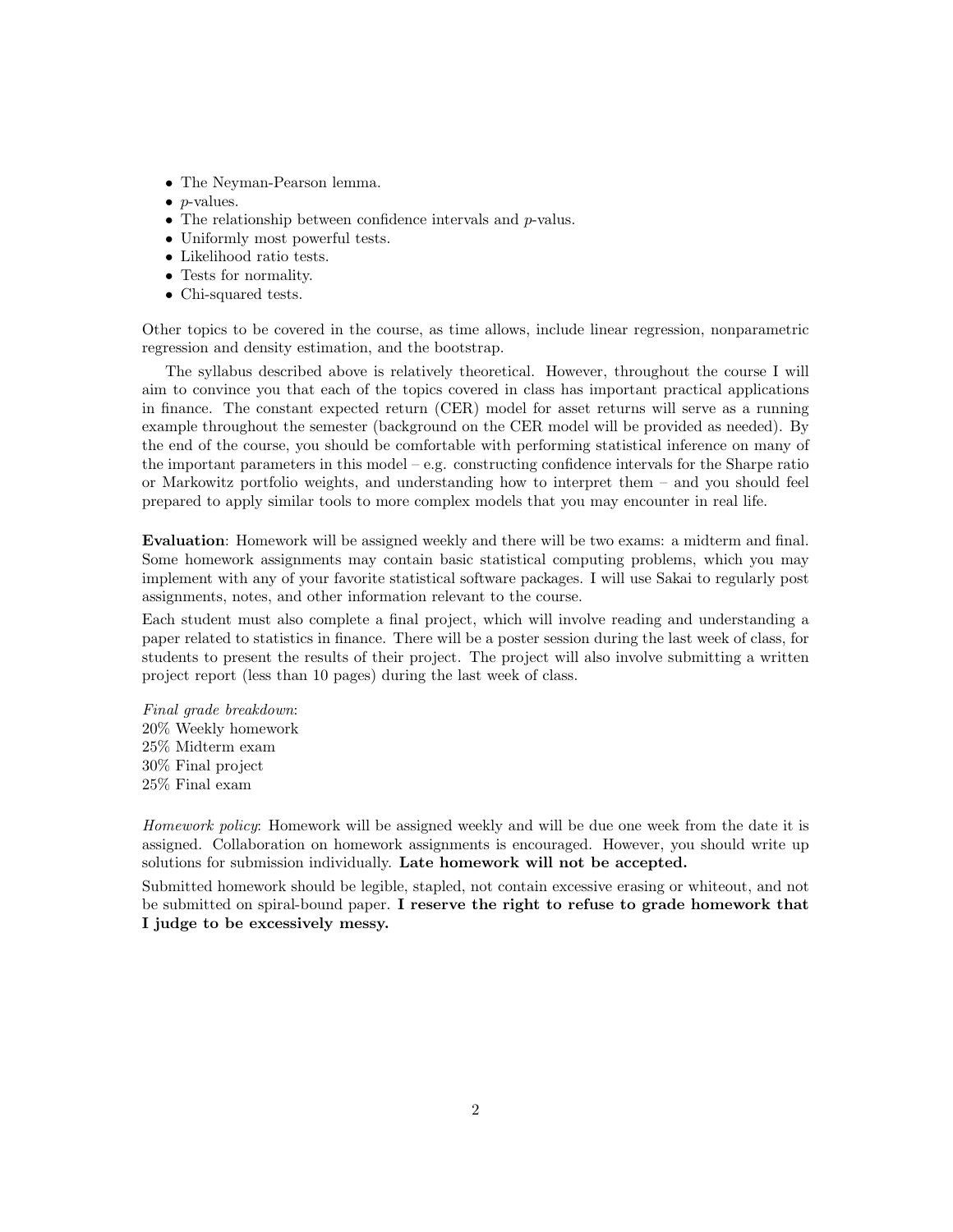- The Neyman-Pearson lemma.
- $p$-values.
- The relationship between confidence intervals and $p$-valus.
- Uniformly most powerful tests.
- Likelihood ratio tests.
- Tests for normality.
- Chi-squared tests.

Other topics to be covered in the course, as time allows, include linear regression, nonparametric regression and density estimation, and the bootstrap.

The syllabus described above is relatively theoretical. However, throughout the course I will aim to convince you that each of the topics covered in class has important practical applications in finance. The constant expected return (CER) model for asset returns will serve as a running example throughout the semester (background on the CER model will be provided as needed). By the end of the course, you should be comfortable with performing statistical inference on many of the important parameters in this model – e.g. constructing confidence intervals for the Sharpe ratio or Markowitz portfolio weights, and understanding how to interpret them – and you should feel prepared to apply similar tools to more complex models that you may encounter in real life.

**Evaluation**: Homework will be assigned weekly and there will be two exams: a midterm and final. Some homework assignments may contain basic statistical computing problems, which you may implement with any of your favorite statistical software packages. I will use Sakai to regularly post assignments, notes, and other information relevant to the course.

Each student must also complete a final project, which will involve reading and understanding a paper related to statistics in finance. There will be a poster session during the last week of class, for students to present the results of their project. The project will also involve submitting a written project report (less than 10 pages) during the last week of class.

*Final grade breakdown*:
20% Weekly homework
25% Midterm exam
30% Final project
25% Final exam

*Homework policy*: Homework will be assigned weekly and will be due one week from the date it is assigned. Collaboration on homework assignments is encouraged. However, you should write up solutions for submission individually. **Late homework will not be accepted.**

Submitted homework should be legible, stapled, not contain excessive erasing or whiteout, and not be submitted on spiral-bound paper. **I reserve the right to refuse to grade homework that I judge to be excessively messy.**